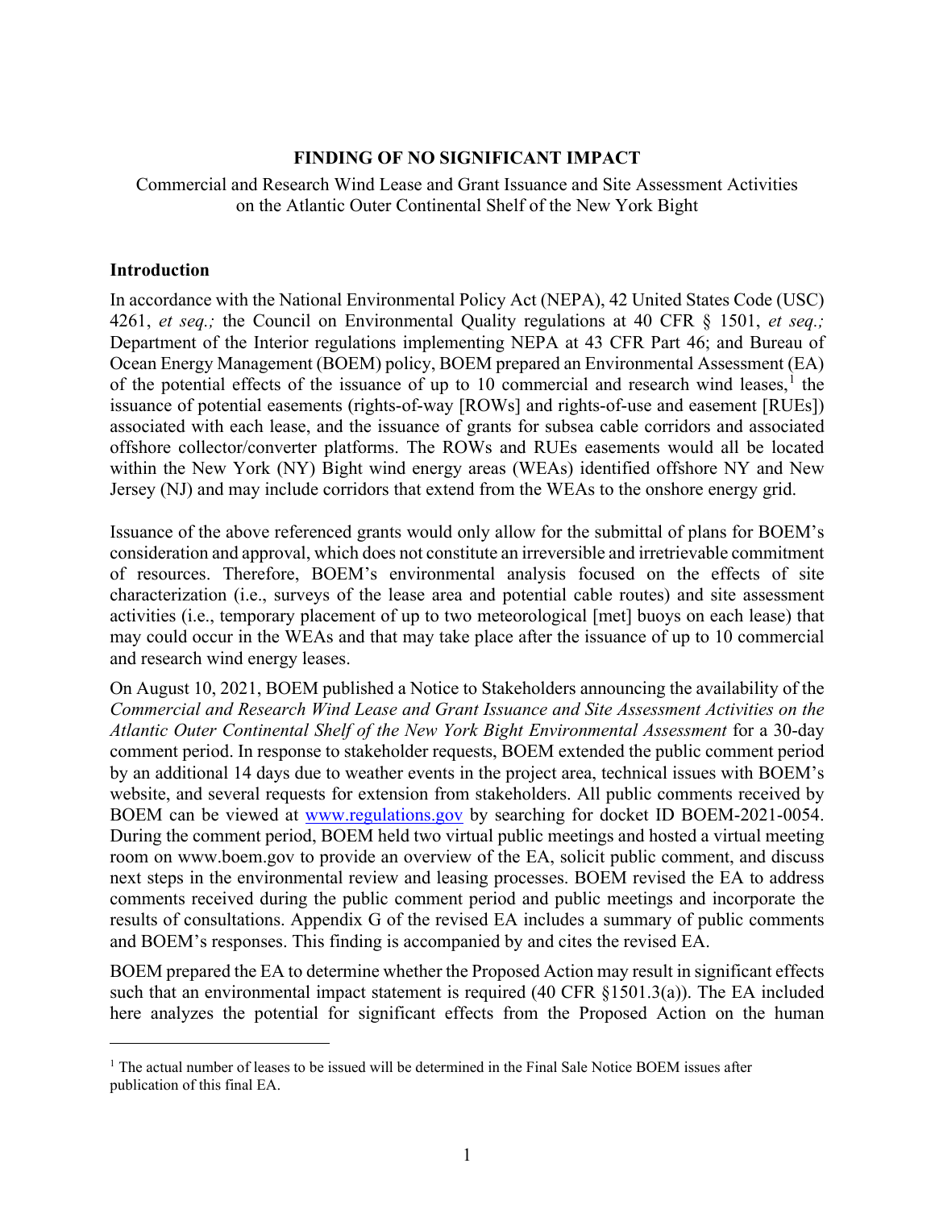# FINDING OF NO SIGNIFICANT IMPACT

Commercial and Research Wind Lease and Grant Issuance and Site Assessment Activities on the Atlantic Outer Continental Shelf of the New York Bight

## Introduction

In accordance with the National Environmental Policy Act (NEPA), 42 United States Code (USC) 4261, *et seq.;* the Council on Environmental Quality regulations at 40 CFR § 1501, *et seq.;* Department of the Interior regulations implementing NEPA at 43 CFR Part 46; and Bureau of Ocean Energy Management (BOEM) policy, BOEM prepared an Environmental Assessment (EA) of the potential effects of the issuance of up to 10 commercial and research wind leases,[1] the issuance of potential easements (rights-of-way [ROWs] and rights-of-use and easement [RUEs]) associated with each lease, and the issuance of grants for subsea cable corridors and associated offshore collector/converter platforms. The ROWs and RUEs easements would all be located within the New York (NY) Bight wind energy areas (WEAs) identified offshore NY and New Jersey (NJ) and may include corridors that extend from the WEAs to the onshore energy grid.

Issuance of the above referenced grants would only allow for the submittal of plans for BOEM's consideration and approval, which does not constitute an irreversible and irretrievable commitment of resources. Therefore, BOEM's environmental analysis focused on the effects of site characterization (i.e., surveys of the lease area and potential cable routes) and site assessment activities (i.e., temporary placement of up to two meteorological [met] buoys on each lease) that may could occur in the WEAs and that may take place after the issuance of up to 10 commercial and research wind energy leases.

On August 10, 2021, BOEM published a Notice to Stakeholders announcing the availability of the *Commercial and Research Wind Lease and Grant Issuance and Site Assessment Activities on the Atlantic Outer Continental Shelf of the New York Bight Environmental Assessment* for a 30-day comment period. In response to stakeholder requests, BOEM extended the public comment period by an additional 14 days due to weather events in the project area, technical issues with BOEM's website, and several requests for extension from stakeholders. All public comments received by BOEM can be viewed at www.regulations.gov by searching for docket ID BOEM-2021-0054. During the comment period, BOEM held two virtual public meetings and hosted a virtual meeting room on www.boem.gov to provide an overview of the EA, solicit public comment, and discuss next steps in the environmental review and leasing processes. BOEM revised the EA to address comments received during the public comment period and public meetings and incorporate the results of consultations. Appendix G of the revised EA includes a summary of public comments and BOEM's responses. This finding is accompanied by and cites the revised EA.

BOEM prepared the EA to determine whether the Proposed Action may result in significant effects such that an environmental impact statement is required (40 CFR §1501.3(a)). The EA included here analyzes the potential for significant effects from the Proposed Action on the human

[1] The actual number of leases to be issued will be determined in the Final Sale Notice BOEM issues after publication of this final EA.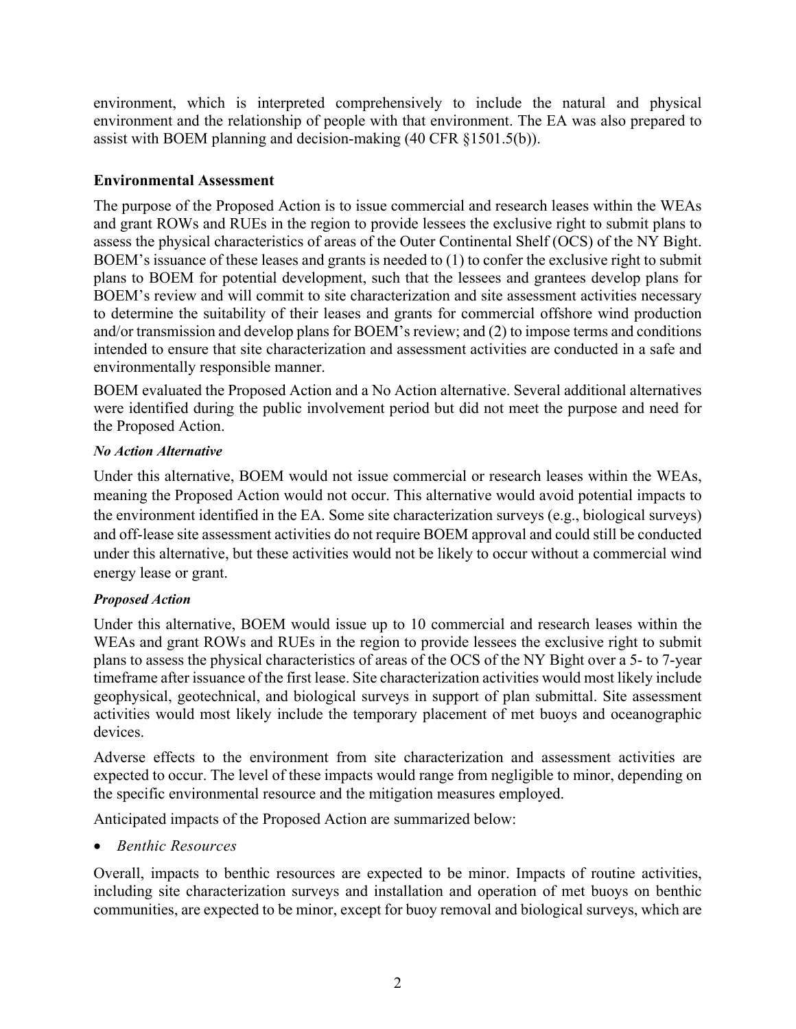environment, which is interpreted comprehensively to include the natural and physical environment and the relationship of people with that environment. The EA was also prepared to assist with BOEM planning and decision-making (40 CFR §1501.5(b)).

## Environmental Assessment

The purpose of the Proposed Action is to issue commercial and research leases within the WEAs and grant ROWs and RUEs in the region to provide lessees the exclusive right to submit plans to assess the physical characteristics of areas of the Outer Continental Shelf (OCS) of the NY Bight. BOEM's issuance of these leases and grants is needed to (1) to confer the exclusive right to submit plans to BOEM for potential development, such that the lessees and grantees develop plans for BOEM's review and will commit to site characterization and site assessment activities necessary to determine the suitability of their leases and grants for commercial offshore wind production and/or transmission and develop plans for BOEM's review; and (2) to impose terms and conditions intended to ensure that site characterization and assessment activities are conducted in a safe and environmentally responsible manner.

BOEM evaluated the Proposed Action and a No Action alternative. Several additional alternatives were identified during the public involvement period but did not meet the purpose and need for the Proposed Action.

### *No Action Alternative*

Under this alternative, BOEM would not issue commercial or research leases within the WEAs, meaning the Proposed Action would not occur. This alternative would avoid potential impacts to the environment identified in the EA. Some site characterization surveys (e.g., biological surveys) and off-lease site assessment activities do not require BOEM approval and could still be conducted under this alternative, but these activities would not be likely to occur without a commercial wind energy lease or grant.

### *Proposed Action*

Under this alternative, BOEM would issue up to 10 commercial and research leases within the WEAs and grant ROWs and RUEs in the region to provide lessees the exclusive right to submit plans to assess the physical characteristics of areas of the OCS of the NY Bight over a 5- to 7-year timeframe after issuance of the first lease. Site characterization activities would most likely include geophysical, geotechnical, and biological surveys in support of plan submittal. Site assessment activities would most likely include the temporary placement of met buoys and oceanographic devices.

Adverse effects to the environment from site characterization and assessment activities are expected to occur. The level of these impacts would range from negligible to minor, depending on the specific environmental resource and the mitigation measures employed.

Anticipated impacts of the Proposed Action are summarized below:

- *Benthic Resources*

Overall, impacts to benthic resources are expected to be minor. Impacts of routine activities, including site characterization surveys and installation and operation of met buoys on benthic communities, are expected to be minor, except for buoy removal and biological surveys, which are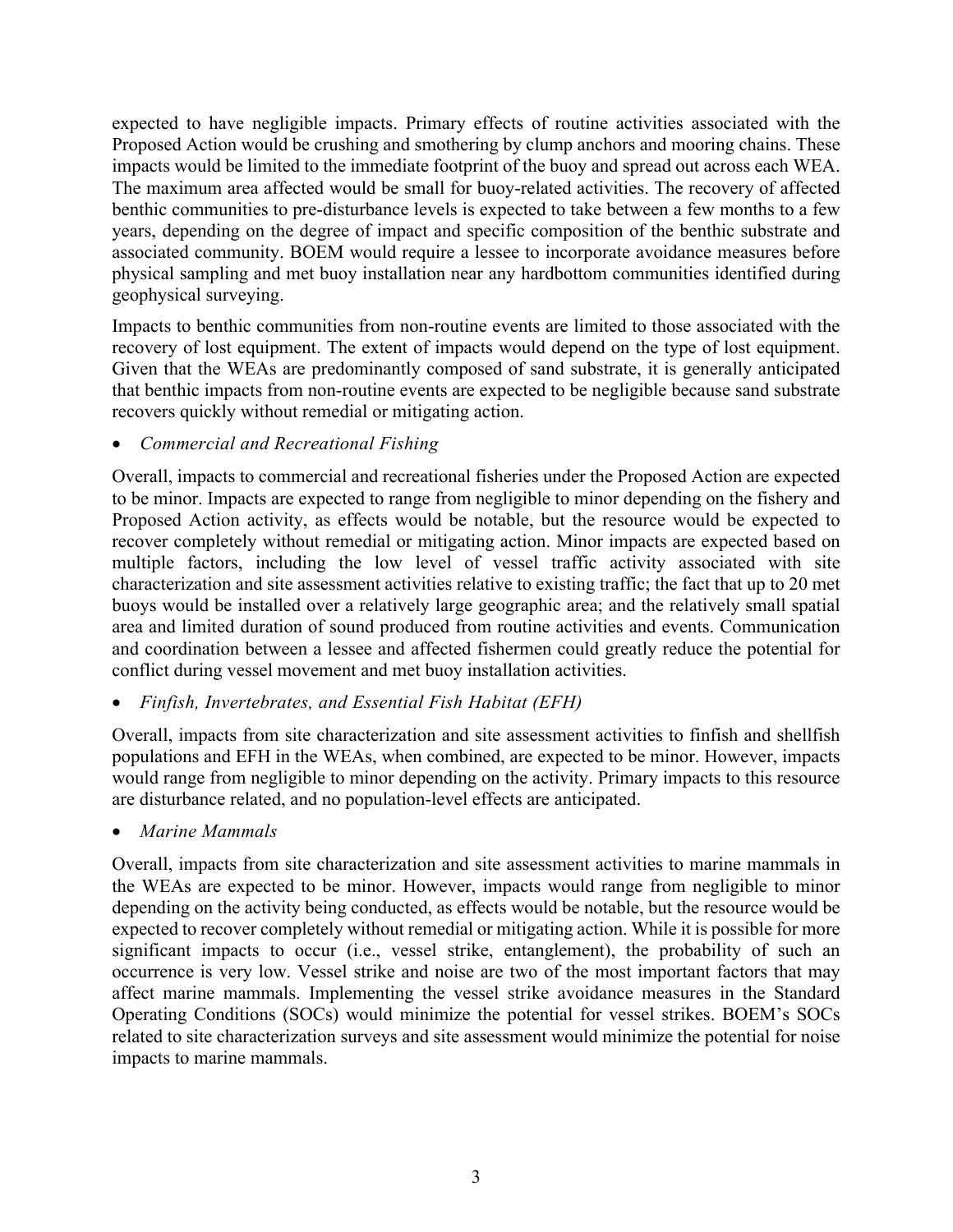expected to have negligible impacts. Primary effects of routine activities associated with the Proposed Action would be crushing and smothering by clump anchors and mooring chains. These impacts would be limited to the immediate footprint of the buoy and spread out across each WEA. The maximum area affected would be small for buoy-related activities. The recovery of affected benthic communities to pre-disturbance levels is expected to take between a few months to a few years, depending on the degree of impact and specific composition of the benthic substrate and associated community. BOEM would require a lessee to incorporate avoidance measures before physical sampling and met buoy installation near any hardbottom communities identified during geophysical surveying.

Impacts to benthic communities from non-routine events are limited to those associated with the recovery of lost equipment. The extent of impacts would depend on the type of lost equipment. Given that the WEAs are predominantly composed of sand substrate, it is generally anticipated that benthic impacts from non-routine events are expected to be negligible because sand substrate recovers quickly without remedial or mitigating action.

- *Commercial and Recreational Fishing*

Overall, impacts to commercial and recreational fisheries under the Proposed Action are expected to be minor. Impacts are expected to range from negligible to minor depending on the fishery and Proposed Action activity, as effects would be notable, but the resource would be expected to recover completely without remedial or mitigating action. Minor impacts are expected based on multiple factors, including the low level of vessel traffic activity associated with site characterization and site assessment activities relative to existing traffic; the fact that up to 20 met buoys would be installed over a relatively large geographic area; and the relatively small spatial area and limited duration of sound produced from routine activities and events. Communication and coordination between a lessee and affected fishermen could greatly reduce the potential for conflict during vessel movement and met buoy installation activities.

- *Finfish, Invertebrates, and Essential Fish Habitat (EFH)*

Overall, impacts from site characterization and site assessment activities to finfish and shellfish populations and EFH in the WEAs, when combined, are expected to be minor. However, impacts would range from negligible to minor depending on the activity. Primary impacts to this resource are disturbance related, and no population-level effects are anticipated.

- *Marine Mammals*

Overall, impacts from site characterization and site assessment activities to marine mammals in the WEAs are expected to be minor. However, impacts would range from negligible to minor depending on the activity being conducted, as effects would be notable, but the resource would be expected to recover completely without remedial or mitigating action. While it is possible for more significant impacts to occur (i.e., vessel strike, entanglement), the probability of such an occurrence is very low. Vessel strike and noise are two of the most important factors that may affect marine mammals. Implementing the vessel strike avoidance measures in the Standard Operating Conditions (SOCs) would minimize the potential for vessel strikes. BOEM's SOCs related to site characterization surveys and site assessment would minimize the potential for noise impacts to marine mammals.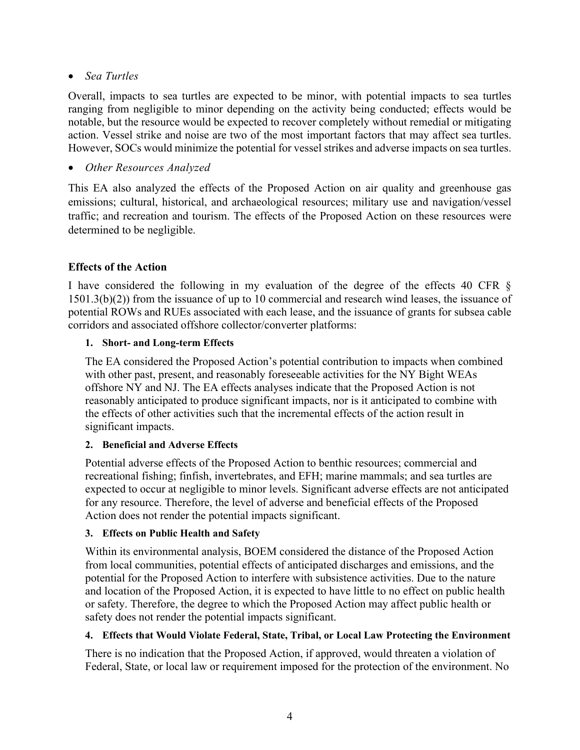- *Sea Turtles*

Overall, impacts to sea turtles are expected to be minor, with potential impacts to sea turtles ranging from negligible to minor depending on the activity being conducted; effects would be notable, but the resource would be expected to recover completely without remedial or mitigating action. Vessel strike and noise are two of the most important factors that may affect sea turtles. However, SOCs would minimize the potential for vessel strikes and adverse impacts on sea turtles.

- *Other Resources Analyzed*

This EA also analyzed the effects of the Proposed Action on air quality and greenhouse gas emissions; cultural, historical, and archaeological resources; military use and navigation/vessel traffic; and recreation and tourism. The effects of the Proposed Action on these resources were determined to be negligible.

## Effects of the Action

I have considered the following in my evaluation of the degree of the effects 40 CFR § 1501.3(b)(2)) from the issuance of up to 10 commercial and research wind leases, the issuance of potential ROWs and RUEs associated with each lease, and the issuance of grants for subsea cable corridors and associated offshore collector/converter platforms:

### 1. Short- and Long-term Effects

The EA considered the Proposed Action's potential contribution to impacts when combined with other past, present, and reasonably foreseeable activities for the NY Bight WEAs offshore NY and NJ. The EA effects analyses indicate that the Proposed Action is not reasonably anticipated to produce significant impacts, nor is it anticipated to combine with the effects of other activities such that the incremental effects of the action result in significant impacts.

### 2. Beneficial and Adverse Effects

Potential adverse effects of the Proposed Action to benthic resources; commercial and recreational fishing; finfish, invertebrates, and EFH; marine mammals; and sea turtles are expected to occur at negligible to minor levels. Significant adverse effects are not anticipated for any resource. Therefore, the level of adverse and beneficial effects of the Proposed Action does not render the potential impacts significant.

### 3. Effects on Public Health and Safety

Within its environmental analysis, BOEM considered the distance of the Proposed Action from local communities, potential effects of anticipated discharges and emissions, and the potential for the Proposed Action to interfere with subsistence activities. Due to the nature and location of the Proposed Action, it is expected to have little to no effect on public health or safety. Therefore, the degree to which the Proposed Action may affect public health or safety does not render the potential impacts significant.

### 4. Effects that Would Violate Federal, State, Tribal, or Local Law Protecting the Environment

There is no indication that the Proposed Action, if approved, would threaten a violation of Federal, State, or local law or requirement imposed for the protection of the environment. No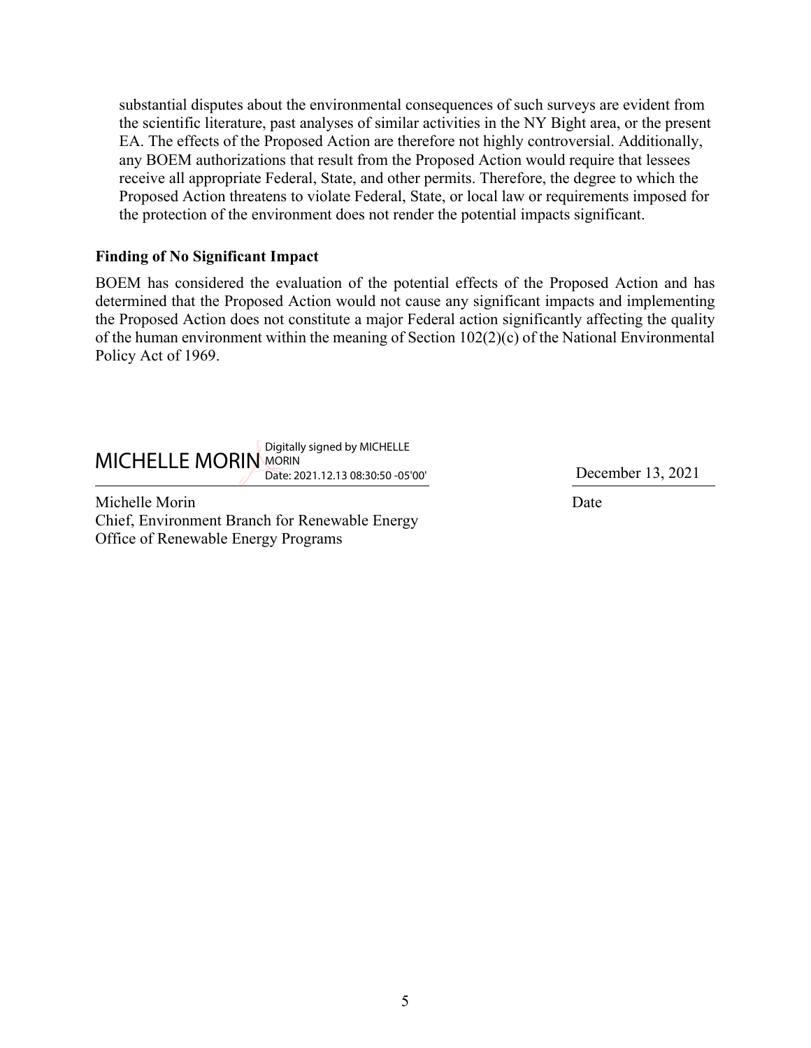substantial disputes about the environmental consequences of such surveys are evident from the scientific literature, past analyses of similar activities in the NY Bight area, or the present EA. The effects of the Proposed Action are therefore not highly controversial. Additionally, any BOEM authorizations that result from the Proposed Action would require that lessees receive all appropriate Federal, State, and other permits. Therefore, the degree to which the Proposed Action threatens to violate Federal, State, or local law or requirements imposed for the protection of the environment does not render the potential impacts significant.

**Finding of No Significant Impact**

BOEM has considered the evaluation of the potential effects of the Proposed Action and has determined that the Proposed Action would not cause any significant impacts and implementing the Proposed Action does not constitute a major Federal action significantly affecting the quality of the human environment within the meaning of Section 102(2)(c) of the National Environmental Policy Act of 1969.

MICHELLE MORIN Digitally signed by MICHELLE MORIN Date: 2021.12.13 08:30:50 -05'00'

December 13, 2021

Michelle Morin
Chief, Environment Branch for Renewable Energy
Office of Renewable Energy Programs

Date